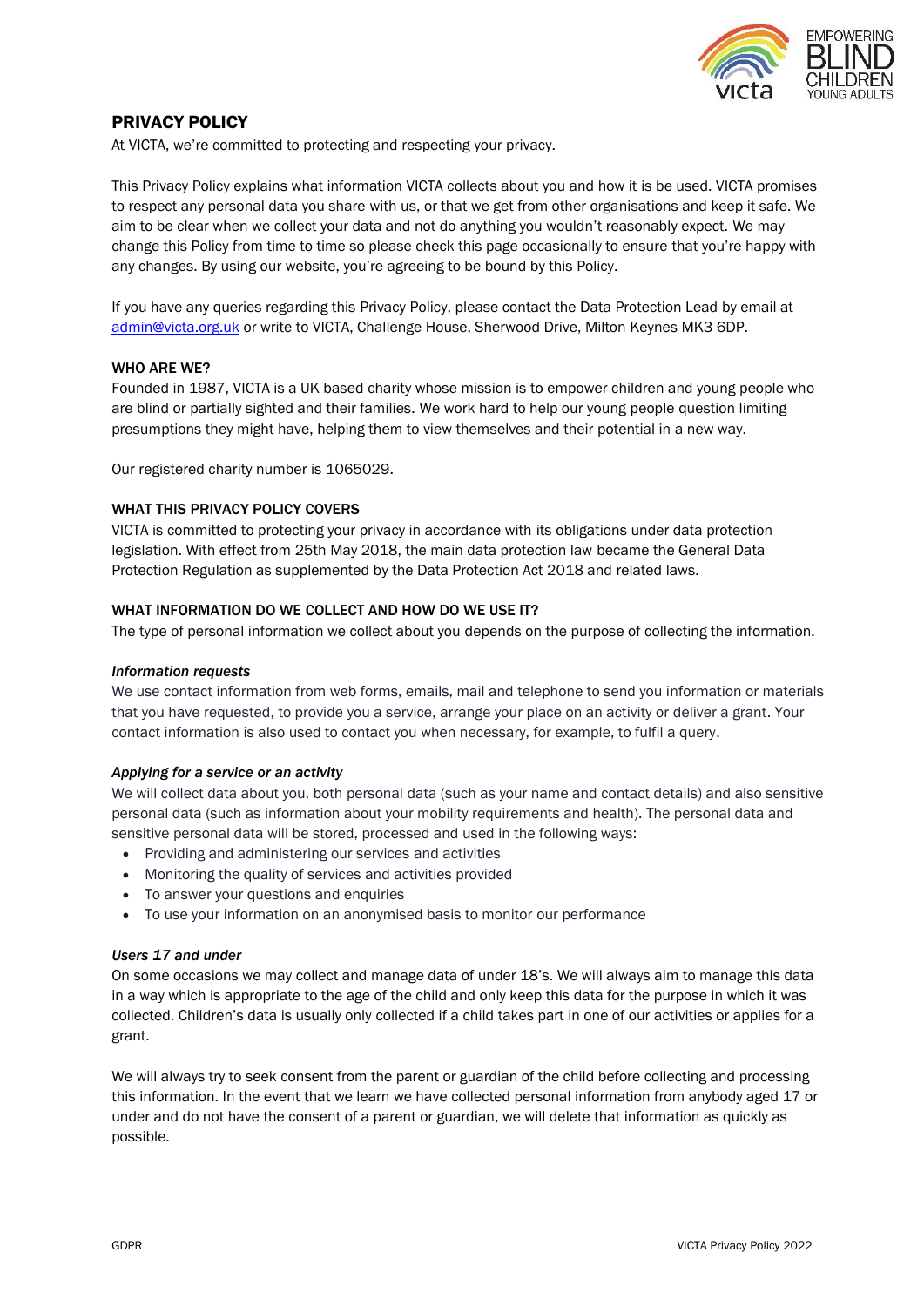# PRIVACY POLICY

At VICTA, we're committed to protecting and respecting your privacy.

This Privacy Policy explains what information VICTA collects about you and how it is be used. VICTA promises to respect any personal data you share with us, or that we get from other organisations and keep it safe. We aim to be clear when we collect your data and not do anything you wouldn't reasonably expect. We may change this Policy from time to time so please check this page occasionally to ensure that you're happy with any changes. By using our website, you're agreeing to be bound by this Policy.

If you have any queries regarding this Privacy Policy, please contact the Data Protection Lead by email at admin@victa.org.uk or write to VICTA, Challenge House, Sherwood Drive, Milton Keynes MK3 6DP.

## WHO ARE WE?

Founded in 1987, VICTA is a UK based charity whose mission is to empower children and young people who are blind or partially sighted and their families. We work hard to help our young people question limiting presumptions they might have, helping them to view themselves and their potential in a new way.

Our registered charity number is 1065029.

## WHAT THIS PRIVACY POLICY COVERS

VICTA is committed to protecting your privacy in accordance with its obligations under data protection legislation. With effect from 25th May 2018, the main data protection law became the General Data Protection Regulation as supplemented by the Data Protection Act 2018 and related laws.

## WHAT INFORMATION DO WE COLLECT AND HOW DO WE USE IT?

The type of personal information we collect about you depends on the purpose of collecting the information.

### *Information requests*

We use contact information from web forms, emails, mail and telephone to send you information or materials that you have requested, to provide you a service, arrange your place on an activity or deliver a grant. Your contact information is also used to contact you when necessary, for example, to fulfil a query.

### *Applying for a service or an activity*

We will collect data about you, both personal data (such as your name and contact details) and also sensitive personal data (such as information about your mobility requirements and health). The personal data and sensitive personal data will be stored, processed and used in the following ways:

- Providing and administering our services and activities
- Monitoring the quality of services and activities provided
- To answer your questions and enquiries
- To use your information on an anonymised basis to monitor our performance

### *Users 17 and under*

On some occasions we may collect and manage data of under 18's. We will always aim to manage this data in a way which is appropriate to the age of the child and only keep this data for the purpose in which it was collected. Children's data is usually only collected if a child takes part in one of our activities or applies for a grant.

We will always try to seek consent from the parent or guardian of the child before collecting and processing this information. In the event that we learn we have collected personal information from anybody aged 17 or under and do not have the consent of a parent or guardian, we will delete that information as quickly as possible.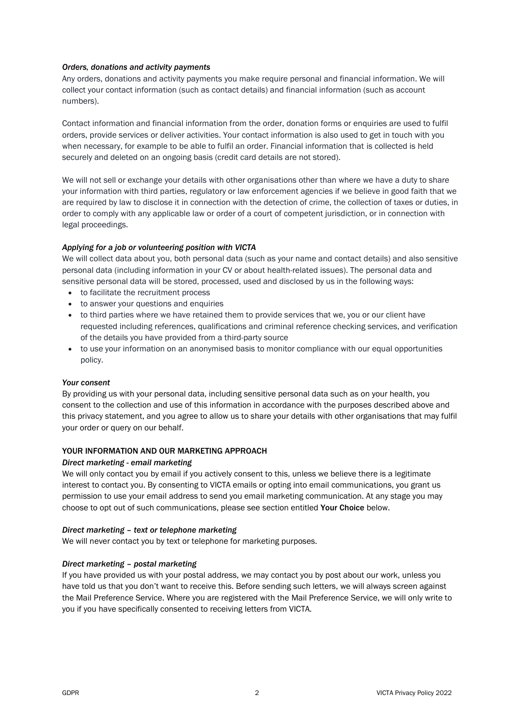*Orders, donations and activity payments*

Any orders, donations and activity payments you make require personal and financial information. We will collect your contact information (such as contact details) and financial information (such as account numbers).

Contact information and financial information from the order, donation forms or enquiries are used to fulfil orders, provide services or deliver activities. Your contact information is also used to get in touch with you when necessary, for example to be able to fulfil an order. Financial information that is collected is held securely and deleted on an ongoing basis (credit card details are not stored).

We will not sell or exchange your details with other organisations other than where we have a duty to share your information with third parties, regulatory or law enforcement agencies if we believe in good faith that we are required by law to disclose it in connection with the detection of crime, the collection of taxes or duties, in order to comply with any applicable law or order of a court of competent jurisdiction, or in connection with legal proceedings.

*Applying for a job or volunteering position with VICTA*

We will collect data about you, both personal data (such as your name and contact details) and also sensitive personal data (including information in your CV or about health-related issues). The personal data and sensitive personal data will be stored, processed, used and disclosed by us in the following ways:

- to facilitate the recruitment process
- to answer your questions and enquiries
- to third parties where we have retained them to provide services that we, you or our client have requested including references, qualifications and criminal reference checking services, and verification of the details you have provided from a third-party source
- to use your information on an anonymised basis to monitor compliance with our equal opportunities policy.

*Your consent*

By providing us with your personal data, including sensitive personal data such as on your health, you consent to the collection and use of this information in accordance with the purposes described above and this privacy statement, and you agree to allow us to share your details with other organisations that may fulfil your order or query on our behalf.

## YOUR INFORMATION AND OUR MARKETING APPROACH

*Direct marketing - email marketing*

We will only contact you by email if you actively consent to this, unless we believe there is a legitimate interest to contact you. By consenting to VICTA emails or opting into email communications, you grant us permission to use your email address to send you email marketing communication. At any stage you may choose to opt out of such communications, please see section entitled **Your Choice** below.

*Direct marketing – text or telephone marketing*

We will never contact you by text or telephone for marketing purposes.

*Direct marketing – postal marketing*

If you have provided us with your postal address, we may contact you by post about our work, unless you have told us that you don't want to receive this. Before sending such letters, we will always screen against the Mail Preference Service. Where you are registered with the Mail Preference Service, we will only write to you if you have specifically consented to receiving letters from VICTA.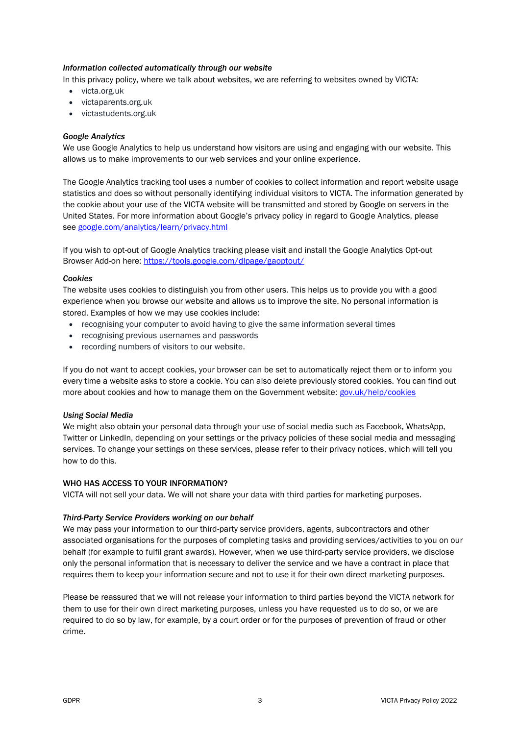*Information collected automatically through our website*

In this privacy policy, where we talk about websites, we are referring to websites owned by VICTA:

- victa.org.uk
- victaparents.org.uk
- victastudents.org.uk

*Google Analytics*

We use Google Analytics to help us understand how visitors are using and engaging with our website. This allows us to make improvements to our web services and your online experience.

The Google Analytics tracking tool uses a number of cookies to collect information and report website usage statistics and does so without personally identifying individual visitors to VICTA. The information generated by the cookie about your use of the VICTA website will be transmitted and stored by Google on servers in the United States. For more information about Google's privacy policy in regard to Google Analytics, please see [google.com/analytics/learn/privacy.html](google.com/analytics/learn/privacy.html)

If you wish to opt-out of Google Analytics tracking please visit and install the Google Analytics Opt-out Browser Add-on here: [https://tools.google.com/dlpage/gaoptout/](https://tools.google.com/dlpage/gaoptout/)

*Cookies*

The website uses cookies to distinguish you from other users. This helps us to provide you with a good experience when you browse our website and allows us to improve the site. No personal information is stored. Examples of how we may use cookies include:

- recognising your computer to avoid having to give the same information several times
- recognising previous usernames and passwords
- recording numbers of visitors to our website.

If you do not want to accept cookies, your browser can be set to automatically reject them or to inform you every time a website asks to store a cookie. You can also delete previously stored cookies. You can find out more about cookies and how to manage them on the Government website: [gov.uk/help/cookies](gov.uk/help/cookies)

*Using Social Media*

We might also obtain your personal data through your use of social media such as Facebook, WhatsApp, Twitter or LinkedIn, depending on your settings or the privacy policies of these social media and messaging services. To change your settings on these services, please refer to their privacy notices, which will tell you how to do this.

## WHO HAS ACCESS TO YOUR INFORMATION?

VICTA will not sell your data. We will not share your data with third parties for marketing purposes.

*Third-Party Service Providers working on our behalf*

We may pass your information to our third-party service providers, agents, subcontractors and other associated organisations for the purposes of completing tasks and providing services/activities to you on our behalf (for example to fulfil grant awards). However, when we use third-party service providers, we disclose only the personal information that is necessary to deliver the service and we have a contract in place that requires them to keep your information secure and not to use it for their own direct marketing purposes.

Please be reassured that we will not release your information to third parties beyond the VICTA network for them to use for their own direct marketing purposes, unless you have requested us to do so, or we are required to do so by law, for example, by a court order or for the purposes of prevention of fraud or other crime.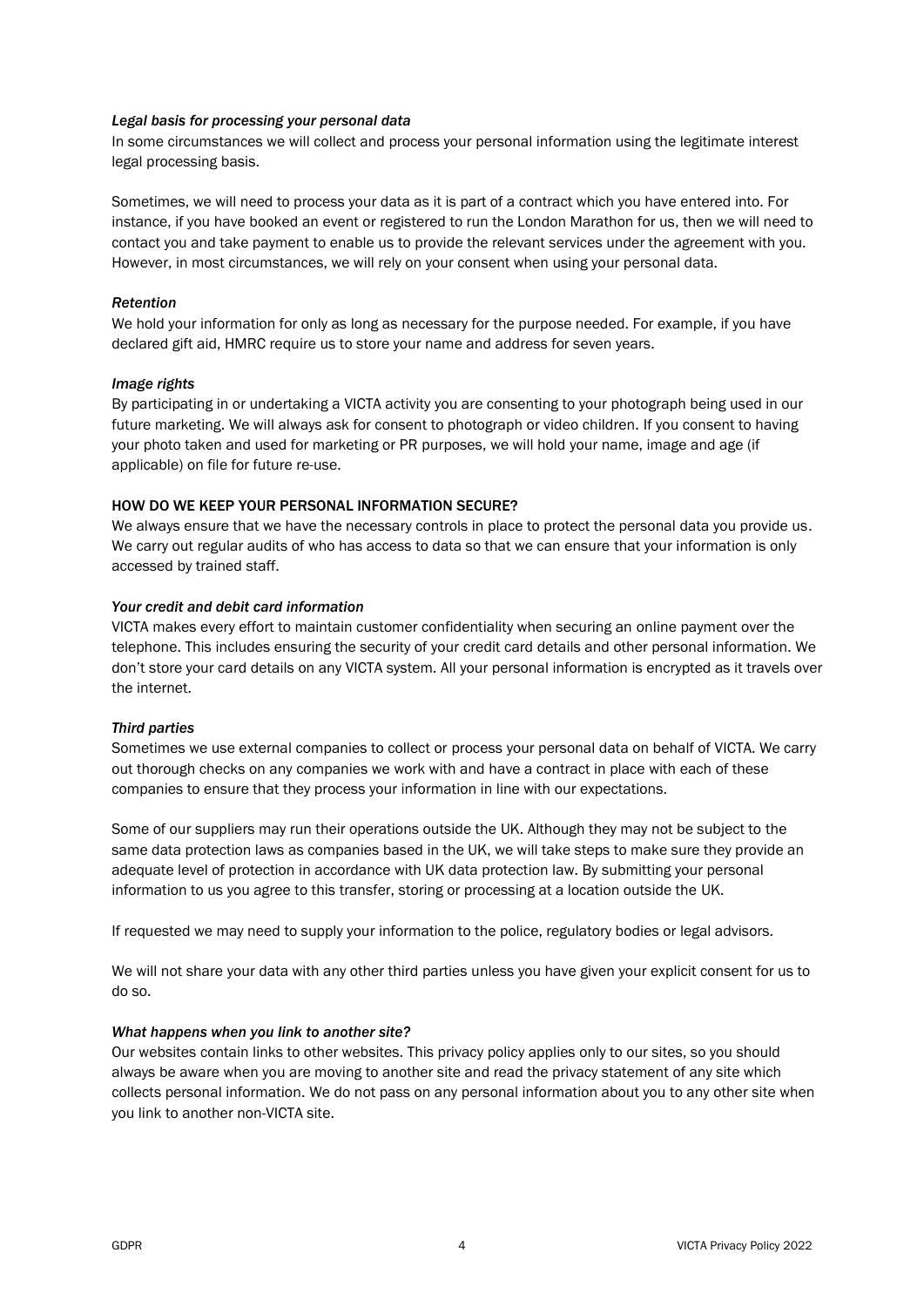*Legal basis for processing your personal data*

In some circumstances we will collect and process your personal information using the legitimate interest legal processing basis.

Sometimes, we will need to process your data as it is part of a contract which you have entered into. For instance, if you have booked an event or registered to run the London Marathon for us, then we will need to contact you and take payment to enable us to provide the relevant services under the agreement with you. However, in most circumstances, we will rely on your consent when using your personal data.

*Retention*

We hold your information for only as long as necessary for the purpose needed. For example, if you have declared gift aid, HMRC require us to store your name and address for seven years.

*Image rights*

By participating in or undertaking a VICTA activity you are consenting to your photograph being used in our future marketing. We will always ask for consent to photograph or video children. If you consent to having your photo taken and used for marketing or PR purposes, we will hold your name, image and age (if applicable) on file for future re-use.

## HOW DO WE KEEP YOUR PERSONAL INFORMATION SECURE?

We always ensure that we have the necessary controls in place to protect the personal data you provide us. We carry out regular audits of who has access to data so that we can ensure that your information is only accessed by trained staff.

*Your credit and debit card information*

VICTA makes every effort to maintain customer confidentiality when securing an online payment over the telephone. This includes ensuring the security of your credit card details and other personal information. We don't store your card details on any VICTA system. All your personal information is encrypted as it travels over the internet.

*Third parties*

Sometimes we use external companies to collect or process your personal data on behalf of VICTA. We carry out thorough checks on any companies we work with and have a contract in place with each of these companies to ensure that they process your information in line with our expectations.

Some of our suppliers may run their operations outside the UK. Although they may not be subject to the same data protection laws as companies based in the UK, we will take steps to make sure they provide an adequate level of protection in accordance with UK data protection law. By submitting your personal information to us you agree to this transfer, storing or processing at a location outside the UK.

If requested we may need to supply your information to the police, regulatory bodies or legal advisors.

We will not share your data with any other third parties unless you have given your explicit consent for us to do so.

*What happens when you link to another site?*

Our websites contain links to other websites. This privacy policy applies only to our sites, so you should always be aware when you are moving to another site and read the privacy statement of any site which collects personal information. We do not pass on any personal information about you to any other site when you link to another non-VICTA site.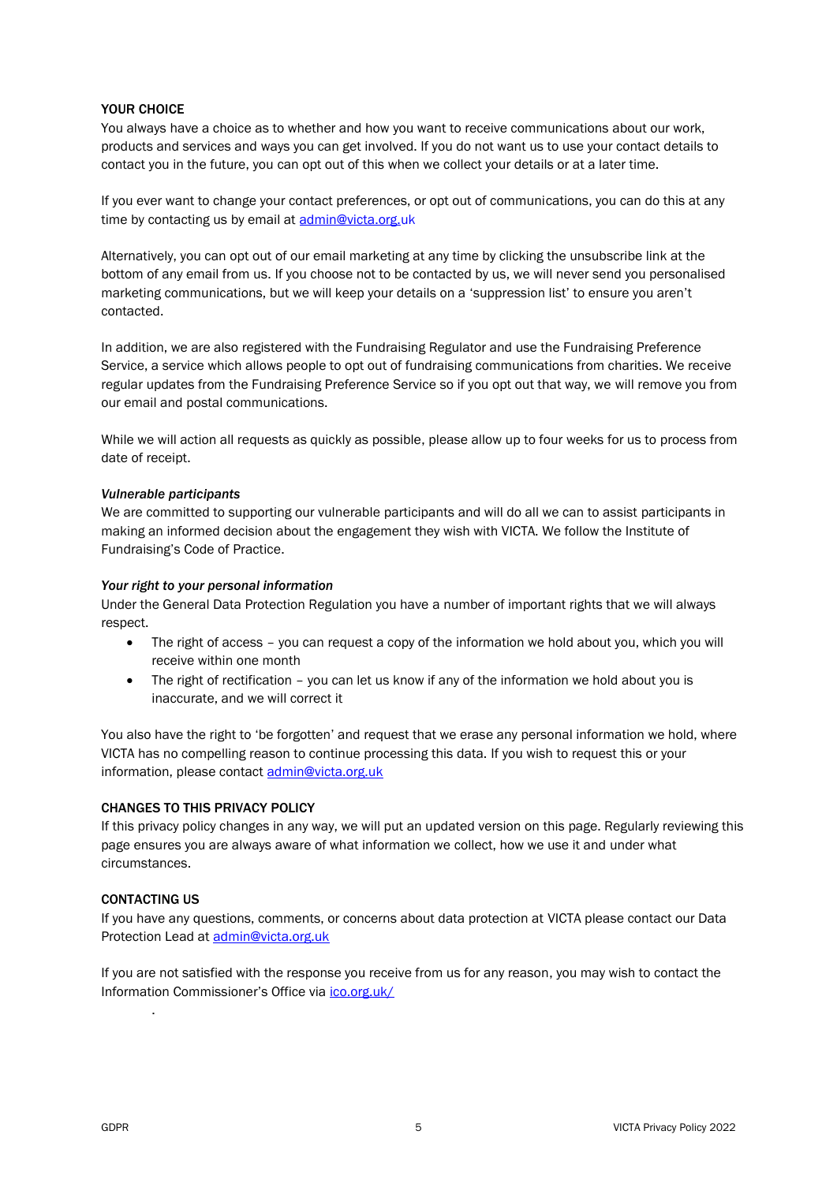## YOUR CHOICE

You always have a choice as to whether and how you want to receive communications about our work, products and services and ways you can get involved. If you do not want us to use your contact details to contact you in the future, you can opt out of this when we collect your details or at a later time.

If you ever want to change your contact preferences, or opt out of communications, you can do this at any time by contacting us by email at admin@victa.org.uk

Alternatively, you can opt out of our email marketing at any time by clicking the unsubscribe link at the bottom of any email from us. If you choose not to be contacted by us, we will never send you personalised marketing communications, but we will keep your details on a 'suppression list' to ensure you aren't contacted.

In addition, we are also registered with the Fundraising Regulator and use the Fundraising Preference Service, a service which allows people to opt out of fundraising communications from charities. We receive regular updates from the Fundraising Preference Service so if you opt out that way, we will remove you from our email and postal communications.

While we will action all requests as quickly as possible, please allow up to four weeks for us to process from date of receipt.

### *Vulnerable participants*

We are committed to supporting our vulnerable participants and will do all we can to assist participants in making an informed decision about the engagement they wish with VICTA. We follow the Institute of Fundraising's Code of Practice.

### *Your right to your personal information*

Under the General Data Protection Regulation you have a number of important rights that we will always respect.

- The right of access – you can request a copy of the information we hold about you, which you will receive within one month
- The right of rectification – you can let us know if any of the information we hold about you is inaccurate, and we will correct it

You also have the right to 'be forgotten' and request that we erase any personal information we hold, where VICTA has no compelling reason to continue processing this data. If you wish to request this or your information, please contact admin@victa.org.uk

## CHANGES TO THIS PRIVACY POLICY

If this privacy policy changes in any way, we will put an updated version on this page. Regularly reviewing this page ensures you are always aware of what information we collect, how we use it and under what circumstances.

## CONTACTING US

If you have any questions, comments, or concerns about data protection at VICTA please contact our Data Protection Lead at admin@victa.org.uk

If you are not satisfied with the response you receive from us for any reason, you may wish to contact the Information Commissioner's Office via ico.org.uk/